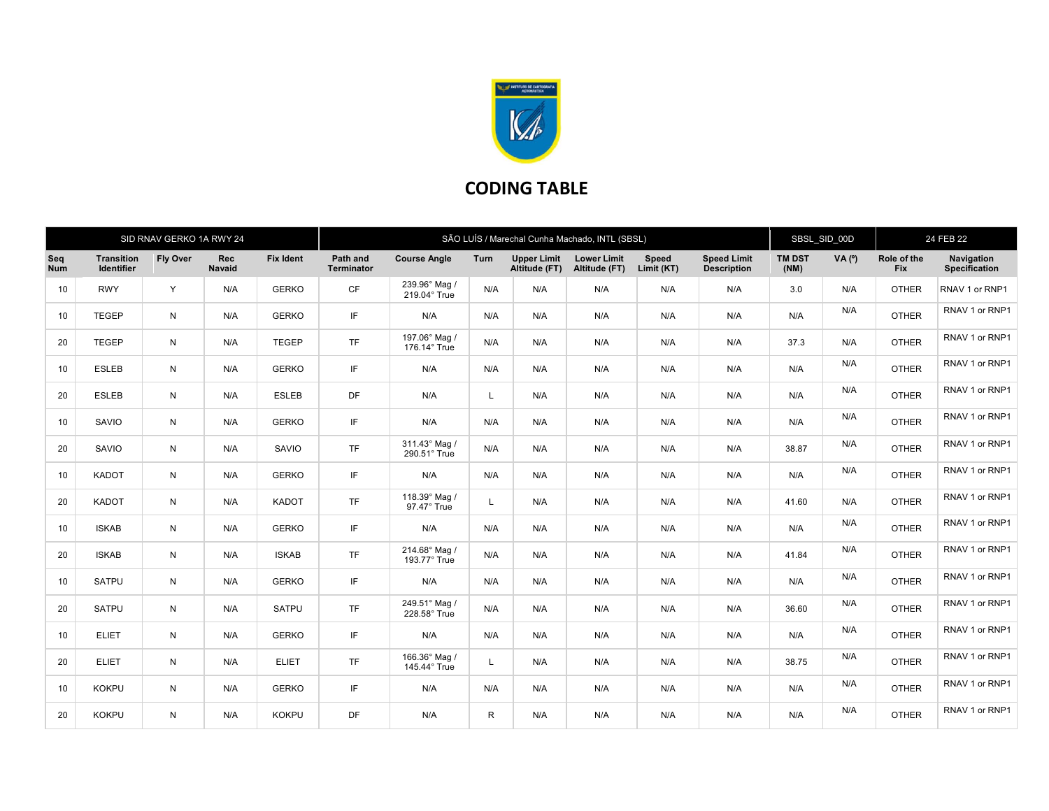# CODING TABLE

| SID RNAV GERKO 1A RWY 24 | | | | SÃO LUÍS / Marechal Cunha Machado, INTL (SBSL) | | | | | | | SBSL_SID_00D | | 24 FEB 22 | |
|---|---|---|---|---|---|---|---|---|---|---|---|---|---|---|
| Seq Num | Transition Identifier | Fly Over | Rec Navaid | Fix Ident | Path and Terminator | Course Angle | Turn | Upper Limit Altitude (FT) | Lower Limit Altitude (FT) | Speed Limit (KT) | Speed Limit Description | TM DST (NM) | VA (º) | Role of the Fix | Navigation Specification |
| 10 | RWY | Y | N/A | GERKO | CF | 239.96° Mag / 219.04° True | N/A | N/A | N/A | N/A | N/A | 3.0 | N/A | OTHER | RNAV 1 or RNP1 |
| 10 | TEGEP | N | N/A | GERKO | IF | N/A | N/A | N/A | N/A | N/A | N/A | N/A | N/A | OTHER | RNAV 1 or RNP1 |
| 20 | TEGEP | N | N/A | TEGEP | TF | 197.06° Mag / 176.14° True | N/A | N/A | N/A | N/A | N/A | 37.3 | N/A | OTHER | RNAV 1 or RNP1 |
| 10 | ESLEB | N | N/A | GERKO | IF | N/A | N/A | N/A | N/A | N/A | N/A | N/A | N/A | OTHER | RNAV 1 or RNP1 |
| 20 | ESLEB | N | N/A | ESLEB | DF | N/A | L | N/A | N/A | N/A | N/A | N/A | N/A | OTHER | RNAV 1 or RNP1 |
| 10 | SAVIO | N | N/A | GERKO | IF | N/A | N/A | N/A | N/A | N/A | N/A | N/A | N/A | OTHER | RNAV 1 or RNP1 |
| 20 | SAVIO | N | N/A | SAVIO | TF | 311.43° Mag / 290.51° True | N/A | N/A | N/A | N/A | N/A | 38.87 | N/A | OTHER | RNAV 1 or RNP1 |
| 10 | KADOT | N | N/A | GERKO | IF | N/A | N/A | N/A | N/A | N/A | N/A | N/A | N/A | OTHER | RNAV 1 or RNP1 |
| 20 | KADOT | N | N/A | KADOT | TF | 118.39° Mag / 97.47° True | L | N/A | N/A | N/A | N/A | 41.60 | N/A | OTHER | RNAV 1 or RNP1 |
| 10 | ISKAB | N | N/A | GERKO | IF | N/A | N/A | N/A | N/A | N/A | N/A | N/A | N/A | OTHER | RNAV 1 or RNP1 |
| 20 | ISKAB | N | N/A | ISKAB | TF | 214.68° Mag / 193.77° True | N/A | N/A | N/A | N/A | N/A | 41.84 | N/A | OTHER | RNAV 1 or RNP1 |
| 10 | SATPU | N | N/A | GERKO | IF | N/A | N/A | N/A | N/A | N/A | N/A | N/A | N/A | OTHER | RNAV 1 or RNP1 |
| 20 | SATPU | N | N/A | SATPU | TF | 249.51° Mag / 228.58° True | N/A | N/A | N/A | N/A | N/A | 36.60 | N/A | OTHER | RNAV 1 or RNP1 |
| 10 | ELIET | N | N/A | GERKO | IF | N/A | N/A | N/A | N/A | N/A | N/A | N/A | N/A | OTHER | RNAV 1 or RNP1 |
| 20 | ELIET | N | N/A | ELIET | TF | 166.36° Mag / 145.44° True | L | N/A | N/A | N/A | N/A | 38.75 | N/A | OTHER | RNAV 1 or RNP1 |
| 10 | KOKPU | N | N/A | GERKO | IF | N/A | N/A | N/A | N/A | N/A | N/A | N/A | N/A | OTHER | RNAV 1 or RNP1 |
| 20 | KOKPU | N | N/A | KOKPU | DF | N/A | R | N/A | N/A | N/A | N/A | N/A | N/A | OTHER | RNAV 1 or RNP1 |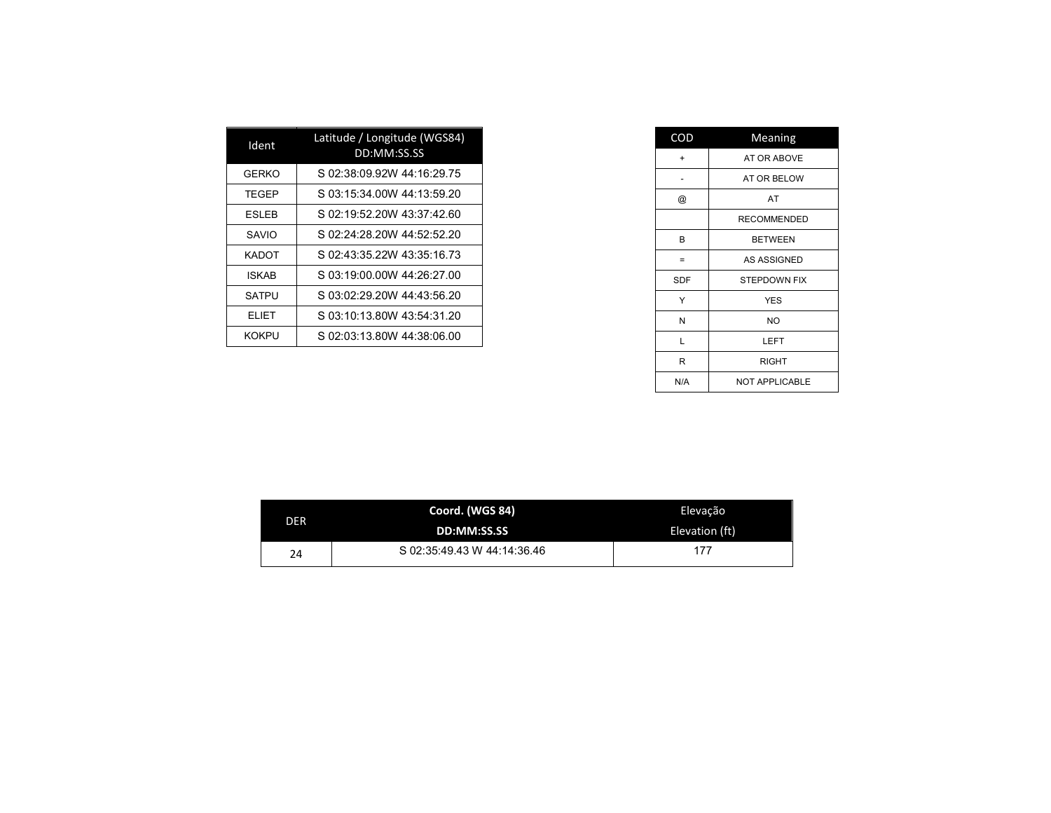| Ident | Latitude / Longitude (WGS84) DD:MM:SS.SS |
|---|---|
| GERKO | S 02:38:09.92W 44:16:29.75 |
| TEGEP | S 03:15:34.00W 44:13:59.20 |
| ESLEB | S 02:19:52.20W 43:37:42.60 |
| SAVIO | S 02:24:28.20W 44:52:52.20 |
| KADOT | S 02:43:35.22W 43:35:16.73 |
| ISKAB | S 03:19:00.00W 44:26:27.00 |
| SATPU | S 03:02:29.20W 44:43:56.20 |
| ELIET | S 03:10:13.80W 43:54:31.20 |
| KOKPU | S 02:03:13.80W 44:38:06.00 |

| COD | Meaning |
|---|---|
| + | AT OR ABOVE |
| - | AT OR BELOW |
| @ | AT |
| | RECOMMENDED |
| B | BETWEEN |
| = | AS ASSIGNED |
| SDF | STEPDOWN FIX |
| Y | YES |
| N | NO |
| L | LEFT |
| R | RIGHT |
| N/A | NOT APPLICABLE |

| DER | **Coord. (WGS 84) DD:MM:SS.SS** | Elevação Elevation (ft) |
|---|---|---|
| 24 | S 02:35:49.43 W 44:14:36.46 | 177 |